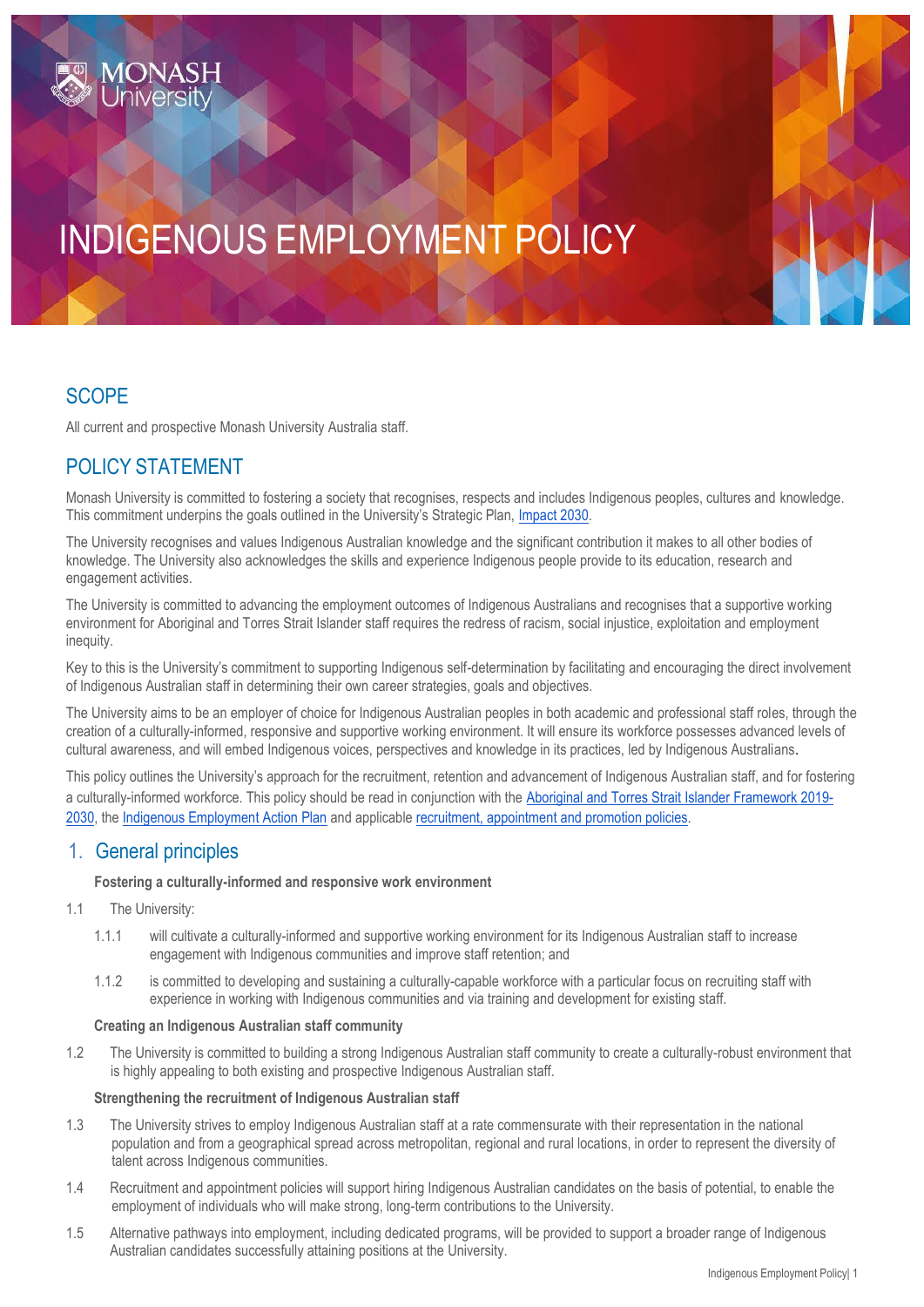# INDIGENOUS EMPLOYMENT POLICY

## SCOPE

All current and prospective Monash University Australia staff.

## POLICY STATEMENT

Monash University is committed to fostering a society that recognises, respects and includes Indigenous peoples, cultures and knowledge. This commitment underpins the goals outlined in the University's Strategic Plan, Impact 2030.

The University recognises and values Indigenous Australian knowledge and the significant contribution it makes to all other bodies of knowledge. The University also acknowledges the skills and experience Indigenous people provide to its education, research and engagement activities.

The University is committed to advancing the employment outcomes of Indigenous Australians and recognises that a supportive working environment for Aboriginal and Torres Strait Islander staff requires the redress of racism, social injustice, exploitation and employment inequity.

Key to this is the University's commitment to supporting Indigenous self-determination by facilitating and encouraging the direct involvement of Indigenous Australian staff in determining their own career strategies, goals and objectives.

The University aims to be an employer of choice for Indigenous Australian peoples in both academic and professional staff roles, through the creation of a culturally-informed, responsive and supportive working environment. It will ensure its workforce possesses advanced levels of cultural awareness, and will embed Indigenous voices, perspectives and knowledge in its practices, led by Indigenous Australians.

This policy outlines the University's approach for the recruitment, retention and advancement of Indigenous Australian staff, and for fostering a culturally-informed workforce. This policy should be read in conjunction with the Aboriginal and Torres Strait Islander Framework 2019-2030, the Indigenous Employment Action Plan and applicable recruitment, appointment and promotion policies.

## 1. General principles

**Fostering a culturally-informed and responsive work environment**

1.1 The University:

1.1.1 will cultivate a culturally-informed and supportive working environment for its Indigenous Australian staff to increase engagement with Indigenous communities and improve staff retention; and

1.1.2 is committed to developing and sustaining a culturally-capable workforce with a particular focus on recruiting staff with experience in working with Indigenous communities and via training and development for existing staff.

**Creating an Indigenous Australian staff community**

1.2 The University is committed to building a strong Indigenous Australian staff community to create a culturally-robust environment that is highly appealing to both existing and prospective Indigenous Australian staff.

**Strengthening the recruitment of Indigenous Australian staff**

1.3 The University strives to employ Indigenous Australian staff at a rate commensurate with their representation in the national population and from a geographical spread across metropolitan, regional and rural locations, in order to represent the diversity of talent across Indigenous communities.

1.4 Recruitment and appointment policies will support hiring Indigenous Australian candidates on the basis of potential, to enable the employment of individuals who will make strong, long-term contributions to the University.

1.5 Alternative pathways into employment, including dedicated programs, will be provided to support a broader range of Indigenous Australian candidates successfully attaining positions at the University.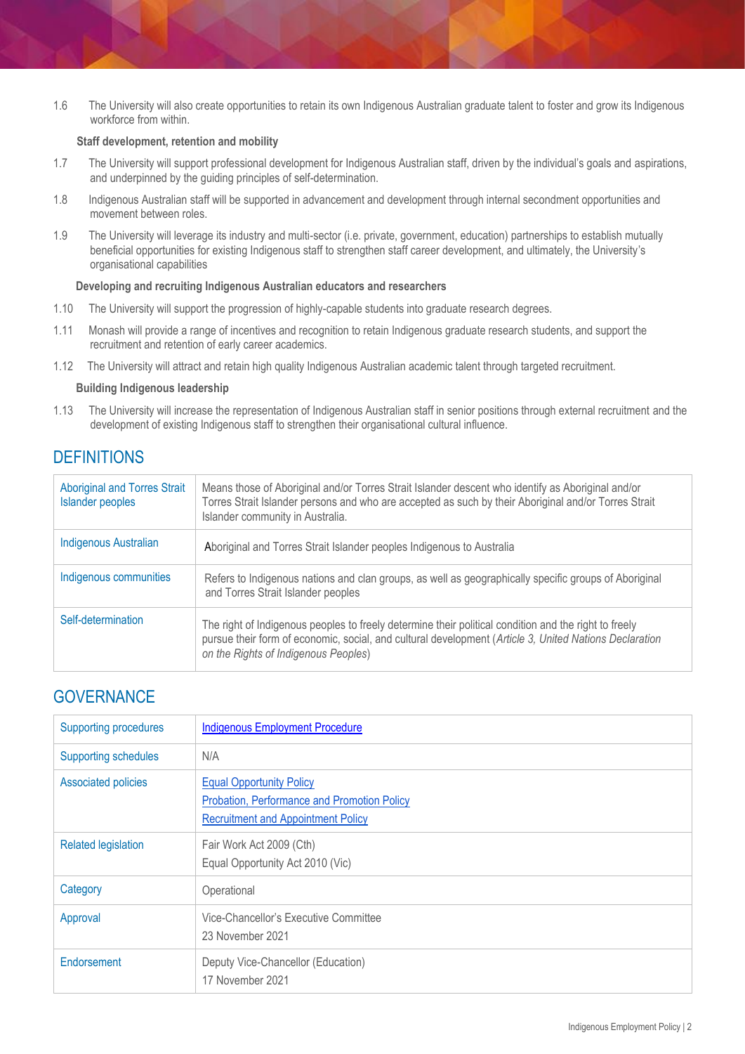1.6 The University will also create opportunities to retain its own Indigenous Australian graduate talent to foster and grow its Indigenous workforce from within.

**Staff development, retention and mobility**

1.7 The University will support professional development for Indigenous Australian staff, driven by the individual's goals and aspirations, and underpinned by the guiding principles of self-determination.

1.8 Indigenous Australian staff will be supported in advancement and development through internal secondment opportunities and movement between roles.

1.9 The University will leverage its industry and multi-sector (i.e. private, government, education) partnerships to establish mutually beneficial opportunities for existing Indigenous staff to strengthen staff career development, and ultimately, the University's organisational capabilities

**Developing and recruiting Indigenous Australian educators and researchers**

1.10 The University will support the progression of highly-capable students into graduate research degrees.

1.11 Monash will provide a range of incentives and recognition to retain Indigenous graduate research students, and support the recruitment and retention of early career academics.

1.12 The University will attract and retain high quality Indigenous Australian academic talent through targeted recruitment.

**Building Indigenous leadership**

1.13 The University will increase the representation of Indigenous Australian staff in senior positions through external recruitment and the development of existing Indigenous staff to strengthen their organisational cultural influence.

## DEFINITIONS

| | |
|---|---|
| Aboriginal and Torres Strait Islander peoples | Means those of Aboriginal and/or Torres Strait Islander descent who identify as Aboriginal and/or Torres Strait Islander persons and who are accepted as such by their Aboriginal and/or Torres Strait Islander community in Australia. |
| Indigenous Australian | Aboriginal and Torres Strait Islander peoples Indigenous to Australia |
| Indigenous communities | Refers to Indigenous nations and clan groups, as well as geographically specific groups of Aboriginal and Torres Strait Islander peoples |
| Self-determination | The right of Indigenous peoples to freely determine their political condition and the right to freely pursue their form of economic, social, and cultural development (*Article 3, United Nations Declaration on the Rights of Indigenous Peoples*) |

## GOVERNANCE

| | |
|---|---|
| Supporting procedures | Indigenous Employment Procedure |
| Supporting schedules | N/A |
| Associated policies | Equal Opportunity Policy<br>Probation, Performance and Promotion Policy<br>Recruitment and Appointment Policy |
| Related legislation | Fair Work Act 2009 (Cth)<br>Equal Opportunity Act 2010 (Vic) |
| Category | Operational |
| Approval | Vice-Chancellor's Executive Committee<br>23 November 2021 |
| Endorsement | Deputy Vice-Chancellor (Education)<br>17 November 2021 |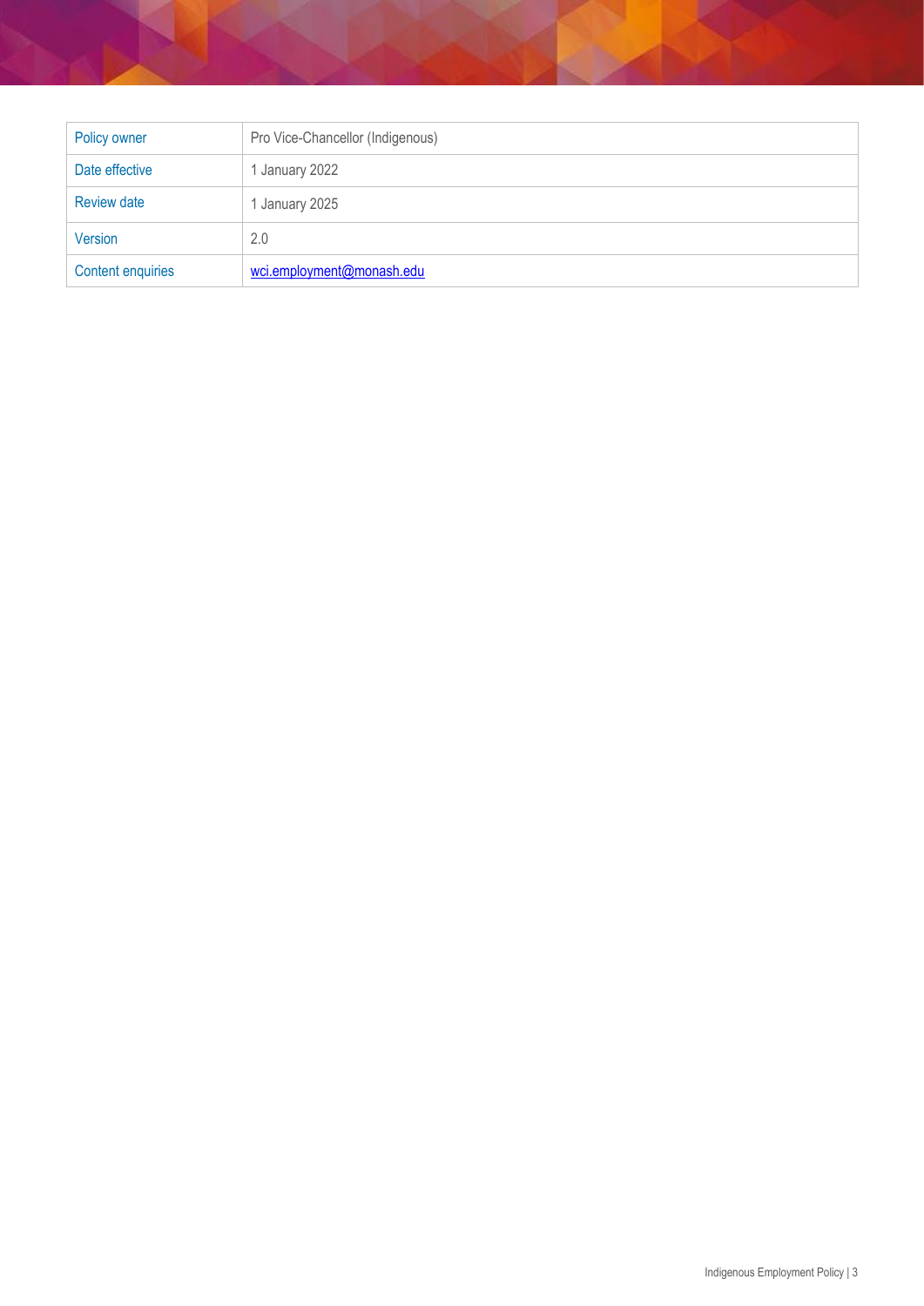| | |
|---|---|
| Policy owner | Pro Vice-Chancellor (Indigenous) |
| Date effective | 1 January 2022 |
| Review date | 1 January 2025 |
| Version | 2.0 |
| Content enquiries | wci.employment@monash.edu |